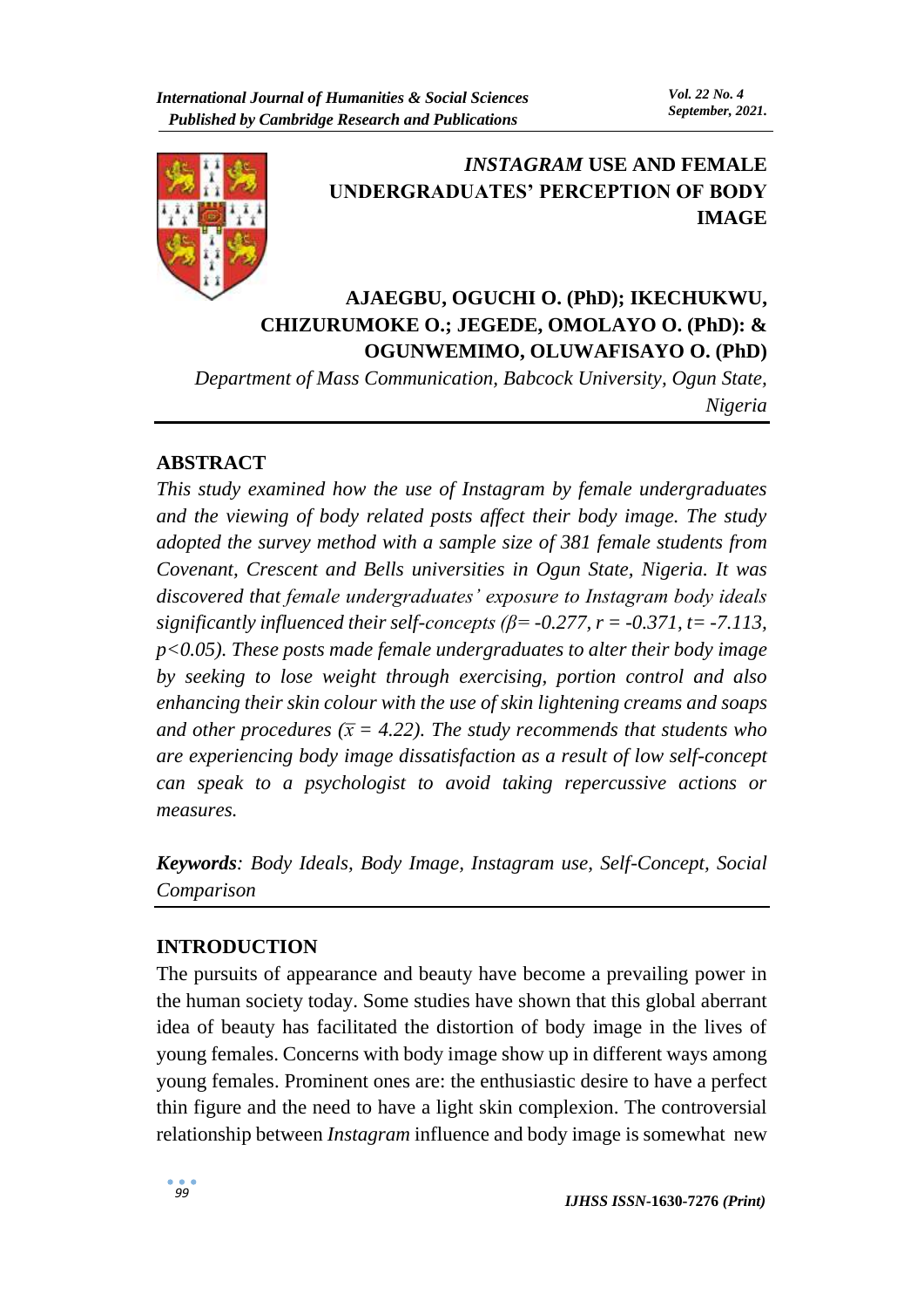# *INSTAGRAM* USE AND FEMALE UNDERGRADUATES' PERCEPTION OF BODY IMAGE

**AJAEGBU, OGUCHI O. (PhD); IKECHUKWU, CHIZURUMOKE O.; JEGEDE, OMOLAYO O. (PhD): & OGUNWEMIMO, OLUWAFISAYO O. (PhD)**

*Department of Mass Communication, Babcock University, Ogun State, Nigeria*

## ABSTRACT

*This study examined how the use of Instagram by female undergraduates and the viewing of body related posts affect their body image. The study adopted the survey method with a sample size of 381 female students from Covenant, Crescent and Bells universities in Ogun State, Nigeria. It was discovered that female undergraduates' exposure to Instagram body ideals significantly influenced their self-concepts ($\beta = -0.277$, $r = -0.371$, $t = -7.113$, $p<0.05$). These posts made female undergraduates to alter their body image by seeking to lose weight through exercising, portion control and also enhancing their skin colour with the use of skin lightening creams and soaps and other procedures ($\bar{x} = 4.22$). The study recommends that students who are experiencing body image dissatisfaction as a result of low self-concept can speak to a psychologist to avoid taking repercussive actions or measures.*

***Keywords**: Body Ideals, Body Image, Instagram use, Self-Concept, Social Comparison*

## INTRODUCTION

The pursuits of appearance and beauty have become a prevailing power in the human society today. Some studies have shown that this global aberrant idea of beauty has facilitated the distortion of body image in the lives of young females. Concerns with body image show up in different ways among young females. Prominent ones are: the enthusiastic desire to have a perfect thin figure and the need to have a light skin complexion. The controversial relationship between *Instagram* influence and body image is somewhat new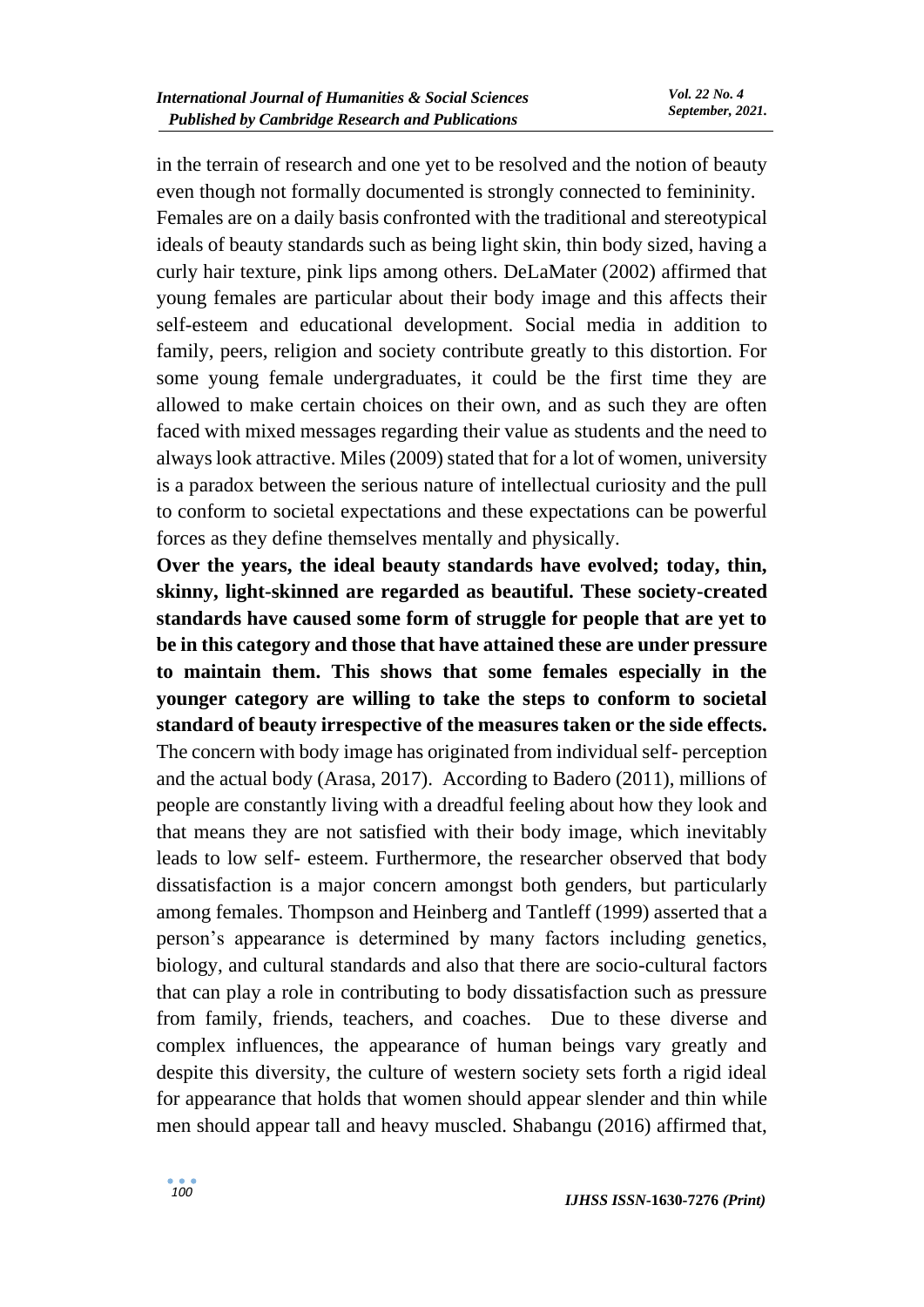in the terrain of research and one yet to be resolved and the notion of beauty even though not formally documented is strongly connected to femininity. Females are on a daily basis confronted with the traditional and stereotypical ideals of beauty standards such as being light skin, thin body sized, having a curly hair texture, pink lips among others. DeLaMater (2002) affirmed that young females are particular about their body image and this affects their self-esteem and educational development. Social media in addition to family, peers, religion and society contribute greatly to this distortion. For some young female undergraduates, it could be the first time they are allowed to make certain choices on their own, and as such they are often faced with mixed messages regarding their value as students and the need to always look attractive. Miles (2009) stated that for a lot of women, university is a paradox between the serious nature of intellectual curiosity and the pull to conform to societal expectations and these expectations can be powerful forces as they define themselves mentally and physically.

**Over the years, the ideal beauty standards have evolved; today, thin, skinny, light-skinned are regarded as beautiful. These society-created standards have caused some form of struggle for people that are yet to be in this category and those that have attained these are under pressure to maintain them. This shows that some females especially in the younger category are willing to take the steps to conform to societal standard of beauty irrespective of the measures taken or the side effects.** The concern with body image has originated from individual self- perception and the actual body (Arasa, 2017). According to Badero (2011), millions of people are constantly living with a dreadful feeling about how they look and that means they are not satisfied with their body image, which inevitably leads to low self- esteem. Furthermore, the researcher observed that body dissatisfaction is a major concern amongst both genders, but particularly among females. Thompson and Heinberg and Tantleff (1999) asserted that a person's appearance is determined by many factors including genetics, biology, and cultural standards and also that there are socio-cultural factors that can play a role in contributing to body dissatisfaction such as pressure from family, friends, teachers, and coaches. Due to these diverse and complex influences, the appearance of human beings vary greatly and despite this diversity, the culture of western society sets forth a rigid ideal for appearance that holds that women should appear slender and thin while men should appear tall and heavy muscled. Shabangu (2016) affirmed that,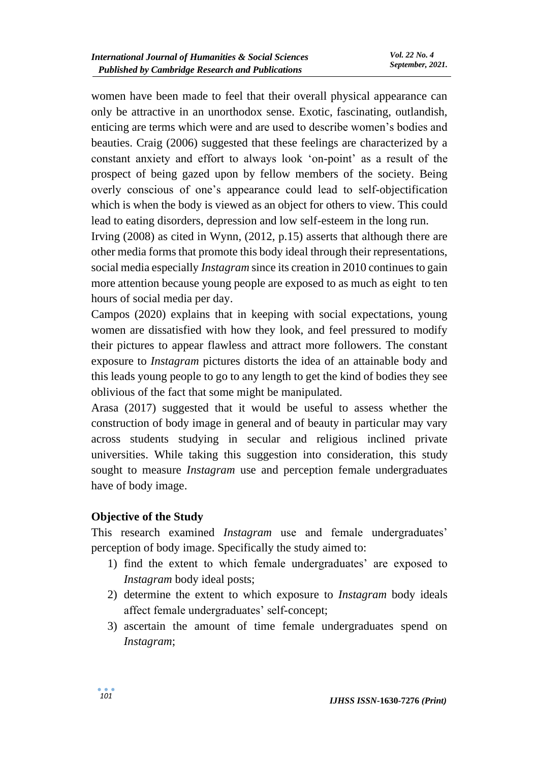women have been made to feel that their overall physical appearance can only be attractive in an unorthodox sense. Exotic, fascinating, outlandish, enticing are terms which were and are used to describe women's bodies and beauties. Craig (2006) suggested that these feelings are characterized by a constant anxiety and effort to always look 'on-point' as a result of the prospect of being gazed upon by fellow members of the society. Being overly conscious of one's appearance could lead to self-objectification which is when the body is viewed as an object for others to view. This could lead to eating disorders, depression and low self-esteem in the long run.

Irving (2008) as cited in Wynn, (2012, p.15) asserts that although there are other media forms that promote this body ideal through their representations, social media especially *Instagram* since its creation in 2010 continues to gain more attention because young people are exposed to as much as eight to ten hours of social media per day.

Campos (2020) explains that in keeping with social expectations, young women are dissatisfied with how they look, and feel pressured to modify their pictures to appear flawless and attract more followers. The constant exposure to *Instagram* pictures distorts the idea of an attainable body and this leads young people to go to any length to get the kind of bodies they see oblivious of the fact that some might be manipulated.

Arasa (2017) suggested that it would be useful to assess whether the construction of body image in general and of beauty in particular may vary across students studying in secular and religious inclined private universities. While taking this suggestion into consideration, this study sought to measure *Instagram* use and perception female undergraduates have of body image.

## Objective of the Study

This research examined *Instagram* use and female undergraduates' perception of body image. Specifically the study aimed to:

1) find the extent to which female undergraduates' are exposed to *Instagram* body ideal posts;
2) determine the extent to which exposure to *Instagram* body ideals affect female undergraduates' self-concept;
3) ascertain the amount of time female undergraduates spend on *Instagram*;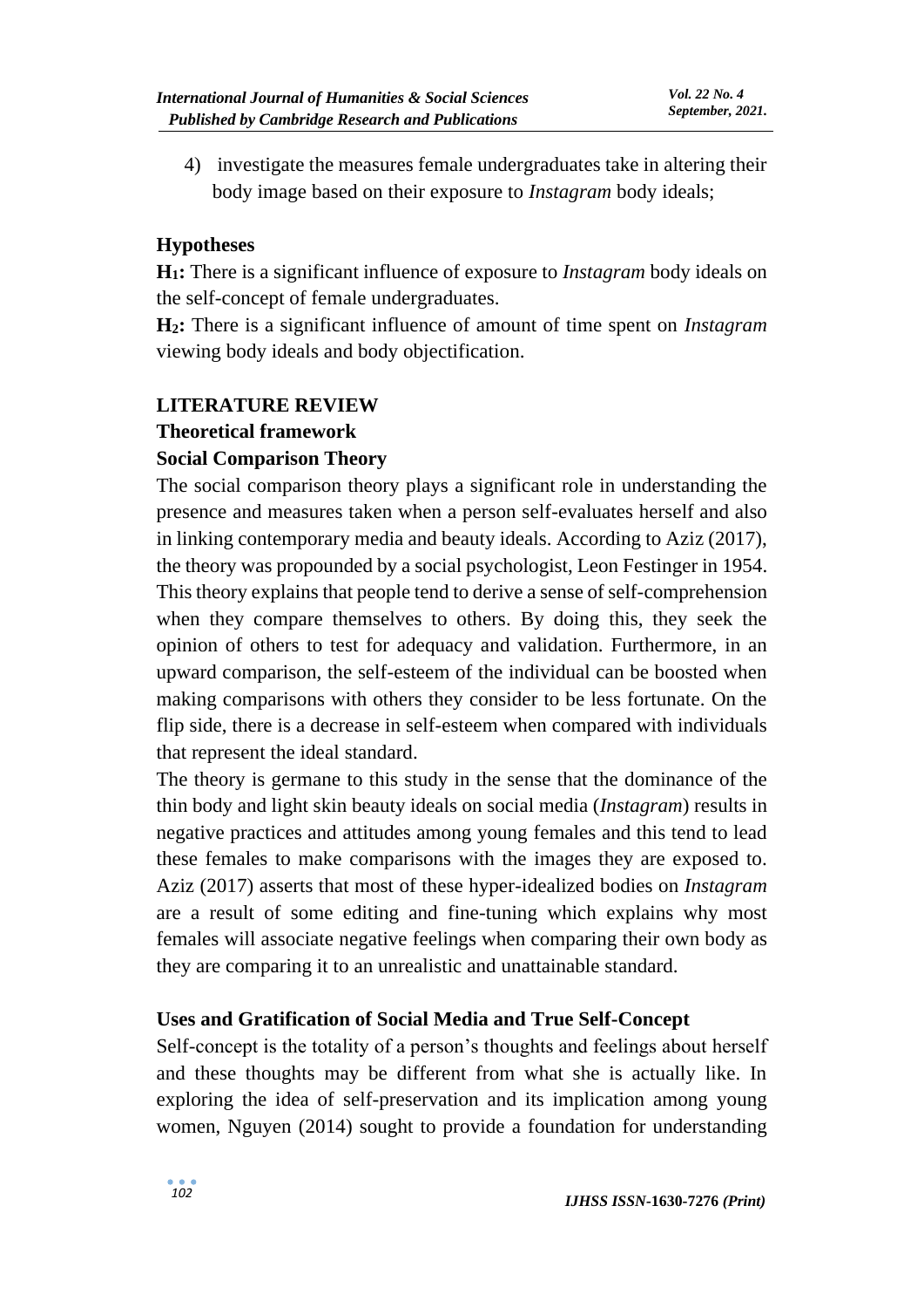4) investigate the measures female undergraduates take in altering their body image based on their exposure to *Instagram* body ideals;

## Hypotheses

**H$_1$:** There is a significant influence of exposure to *Instagram* body ideals on the self-concept of female undergraduates.

**H$_2$:** There is a significant influence of amount of time spent on *Instagram* viewing body ideals and body objectification.

## LITERATURE REVIEW

### Theoretical framework

### Social Comparison Theory

The social comparison theory plays a significant role in understanding the presence and measures taken when a person self-evaluates herself and also in linking contemporary media and beauty ideals. According to Aziz (2017), the theory was propounded by a social psychologist, Leon Festinger in 1954. This theory explains that people tend to derive a sense of self-comprehension when they compare themselves to others. By doing this, they seek the opinion of others to test for adequacy and validation. Furthermore, in an upward comparison, the self-esteem of the individual can be boosted when making comparisons with others they consider to be less fortunate. On the flip side, there is a decrease in self-esteem when compared with individuals that represent the ideal standard.

The theory is germane to this study in the sense that the dominance of the thin body and light skin beauty ideals on social media (*Instagram*) results in negative practices and attitudes among young females and this tend to lead these females to make comparisons with the images they are exposed to. Aziz (2017) asserts that most of these hyper-idealized bodies on *Instagram* are a result of some editing and fine-tuning which explains why most females will associate negative feelings when comparing their own body as they are comparing it to an unrealistic and unattainable standard.

### Uses and Gratification of Social Media and True Self-Concept

Self-concept is the totality of a person's thoughts and feelings about herself and these thoughts may be different from what she is actually like. In exploring the idea of self-preservation and its implication among young women, Nguyen (2014) sought to provide a foundation for understanding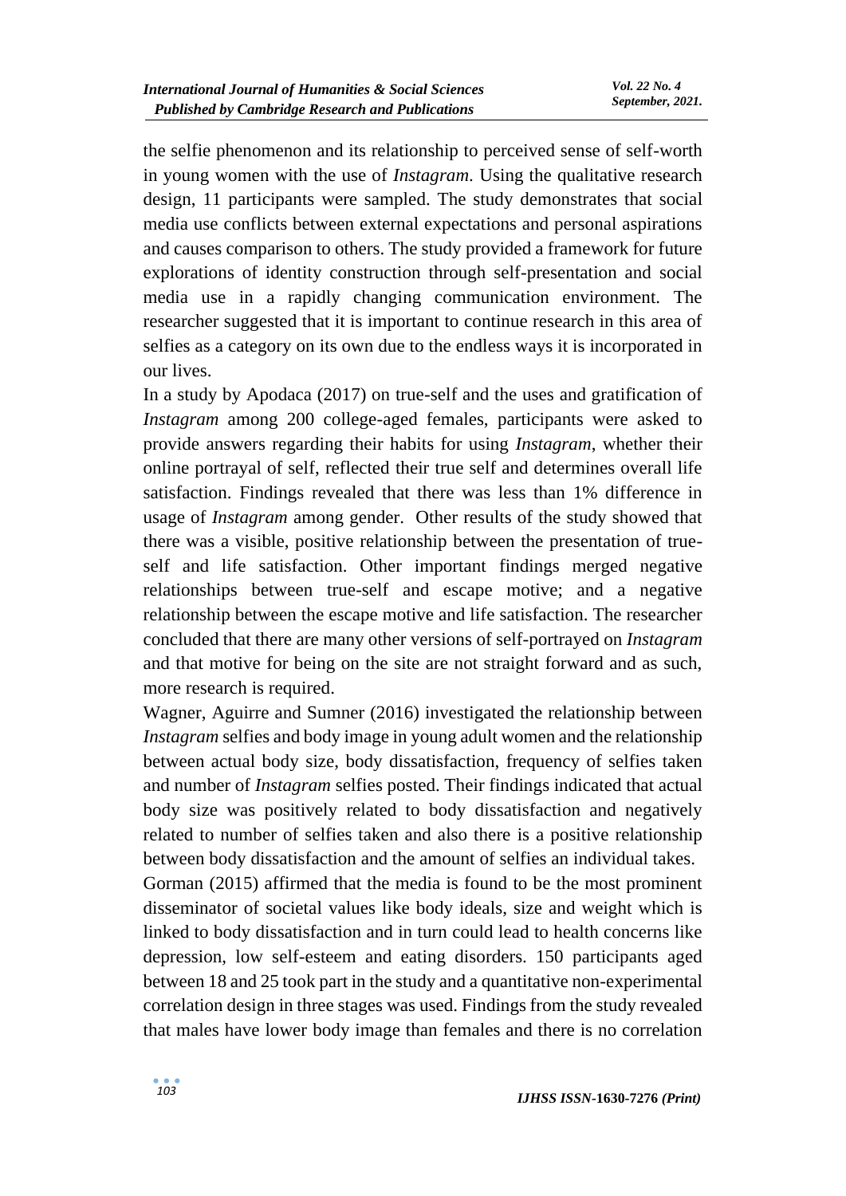the selfie phenomenon and its relationship to perceived sense of self-worth in young women with the use of *Instagram*. Using the qualitative research design, 11 participants were sampled. The study demonstrates that social media use conflicts between external expectations and personal aspirations and causes comparison to others. The study provided a framework for future explorations of identity construction through self-presentation and social media use in a rapidly changing communication environment. The researcher suggested that it is important to continue research in this area of selfies as a category on its own due to the endless ways it is incorporated in our lives.

In a study by Apodaca (2017) on true-self and the uses and gratification of *Instagram* among 200 college-aged females, participants were asked to provide answers regarding their habits for using *Instagram*, whether their online portrayal of self, reflected their true self and determines overall life satisfaction. Findings revealed that there was less than 1% difference in usage of *Instagram* among gender. Other results of the study showed that there was a visible, positive relationship between the presentation of true-self and life satisfaction. Other important findings merged negative relationships between true-self and escape motive; and a negative relationship between the escape motive and life satisfaction. The researcher concluded that there are many other versions of self-portrayed on *Instagram* and that motive for being on the site are not straight forward and as such, more research is required.

Wagner, Aguirre and Sumner (2016) investigated the relationship between *Instagram* selfies and body image in young adult women and the relationship between actual body size, body dissatisfaction, frequency of selfies taken and number of *Instagram* selfies posted. Their findings indicated that actual body size was positively related to body dissatisfaction and negatively related to number of selfies taken and also there is a positive relationship between body dissatisfaction and the amount of selfies an individual takes.

Gorman (2015) affirmed that the media is found to be the most prominent disseminator of societal values like body ideals, size and weight which is linked to body dissatisfaction and in turn could lead to health concerns like depression, low self-esteem and eating disorders. 150 participants aged between 18 and 25 took part in the study and a quantitative non-experimental correlation design in three stages was used. Findings from the study revealed that males have lower body image than females and there is no correlation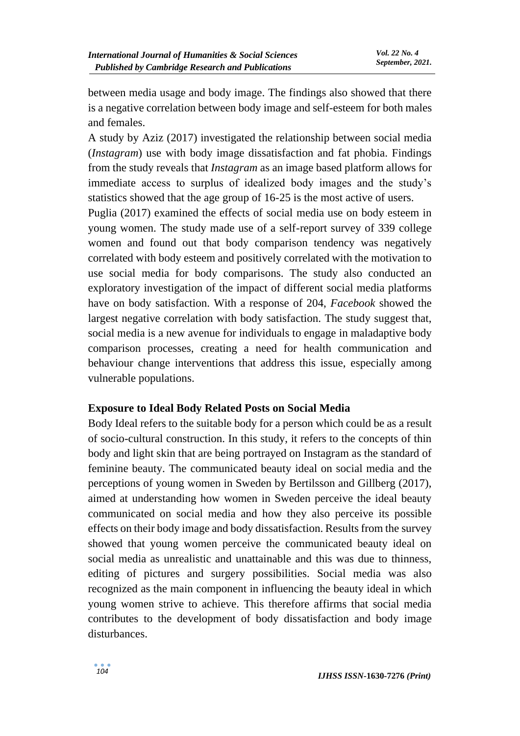between media usage and body image. The findings also showed that there is a negative correlation between body image and self-esteem for both males and females.

A study by Aziz (2017) investigated the relationship between social media (*Instagram*) use with body image dissatisfaction and fat phobia. Findings from the study reveals that *Instagram* as an image based platform allows for immediate access to surplus of idealized body images and the study's statistics showed that the age group of 16-25 is the most active of users.

Puglia (2017) examined the effects of social media use on body esteem in young women. The study made use of a self-report survey of 339 college women and found out that body comparison tendency was negatively correlated with body esteem and positively correlated with the motivation to use social media for body comparisons. The study also conducted an exploratory investigation of the impact of different social media platforms have on body satisfaction. With a response of 204, *Facebook* showed the largest negative correlation with body satisfaction. The study suggest that, social media is a new avenue for individuals to engage in maladaptive body comparison processes, creating a need for health communication and behaviour change interventions that address this issue, especially among vulnerable populations.

### Exposure to Ideal Body Related Posts on Social Media

Body Ideal refers to the suitable body for a person which could be as a result of socio-cultural construction. In this study, it refers to the concepts of thin body and light skin that are being portrayed on Instagram as the standard of feminine beauty. The communicated beauty ideal on social media and the perceptions of young women in Sweden by Bertilsson and Gillberg (2017), aimed at understanding how women in Sweden perceive the ideal beauty communicated on social media and how they also perceive its possible effects on their body image and body dissatisfaction. Results from the survey showed that young women perceive the communicated beauty ideal on social media as unrealistic and unattainable and this was due to thinness, editing of pictures and surgery possibilities. Social media was also recognized as the main component in influencing the beauty ideal in which young women strive to achieve. This therefore affirms that social media contributes to the development of body dissatisfaction and body image disturbances.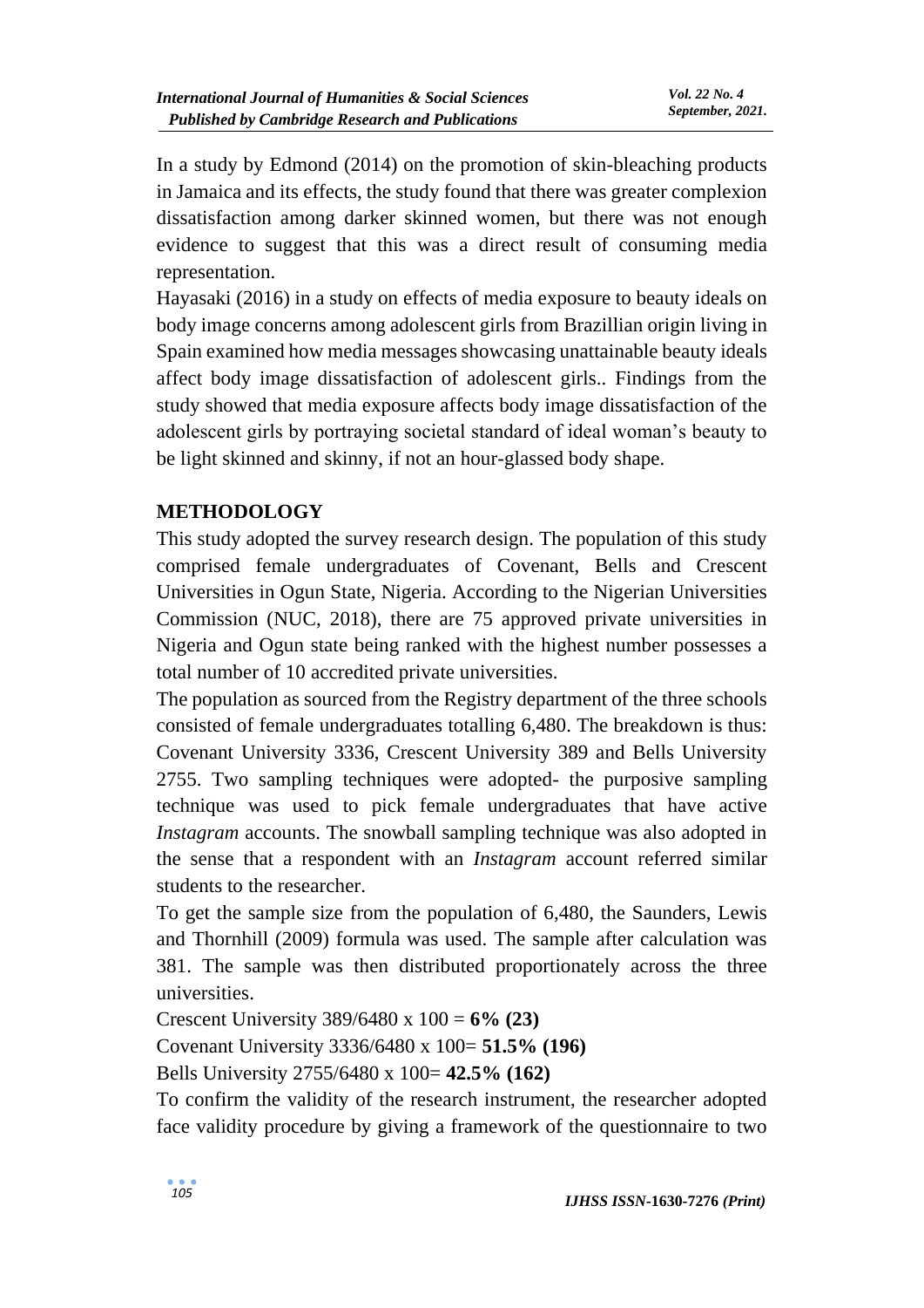In a study by Edmond (2014) on the promotion of skin-bleaching products in Jamaica and its effects, the study found that there was greater complexion dissatisfaction among darker skinned women, but there was not enough evidence to suggest that this was a direct result of consuming media representation.

Hayasaki (2016) in a study on effects of media exposure to beauty ideals on body image concerns among adolescent girls from Brazillian origin living in Spain examined how media messages showcasing unattainable beauty ideals affect body image dissatisfaction of adolescent girls.. Findings from the study showed that media exposure affects body image dissatisfaction of the adolescent girls by portraying societal standard of ideal woman's beauty to be light skinned and skinny, if not an hour-glassed body shape.

## METHODOLOGY

This study adopted the survey research design. The population of this study comprised female undergraduates of Covenant, Bells and Crescent Universities in Ogun State, Nigeria. According to the Nigerian Universities Commission (NUC, 2018), there are 75 approved private universities in Nigeria and Ogun state being ranked with the highest number possesses a total number of 10 accredited private universities.

The population as sourced from the Registry department of the three schools consisted of female undergraduates totalling 6,480. The breakdown is thus: Covenant University 3336, Crescent University 389 and Bells University 2755. Two sampling techniques were adopted- the purposive sampling technique was used to pick female undergraduates that have active *Instagram* accounts. The snowball sampling technique was also adopted in the sense that a respondent with an *Instagram* account referred similar students to the researcher.

To get the sample size from the population of 6,480, the Saunders, Lewis and Thornhill (2009) formula was used. The sample after calculation was 381. The sample was then distributed proportionately across the three universities.

Crescent University 389/6480 x 100 = **6% (23)**

Covenant University 3336/6480 x 100= **51.5% (196)**

Bells University 2755/6480 x 100= **42.5% (162)**

To confirm the validity of the research instrument, the researcher adopted face validity procedure by giving a framework of the questionnaire to two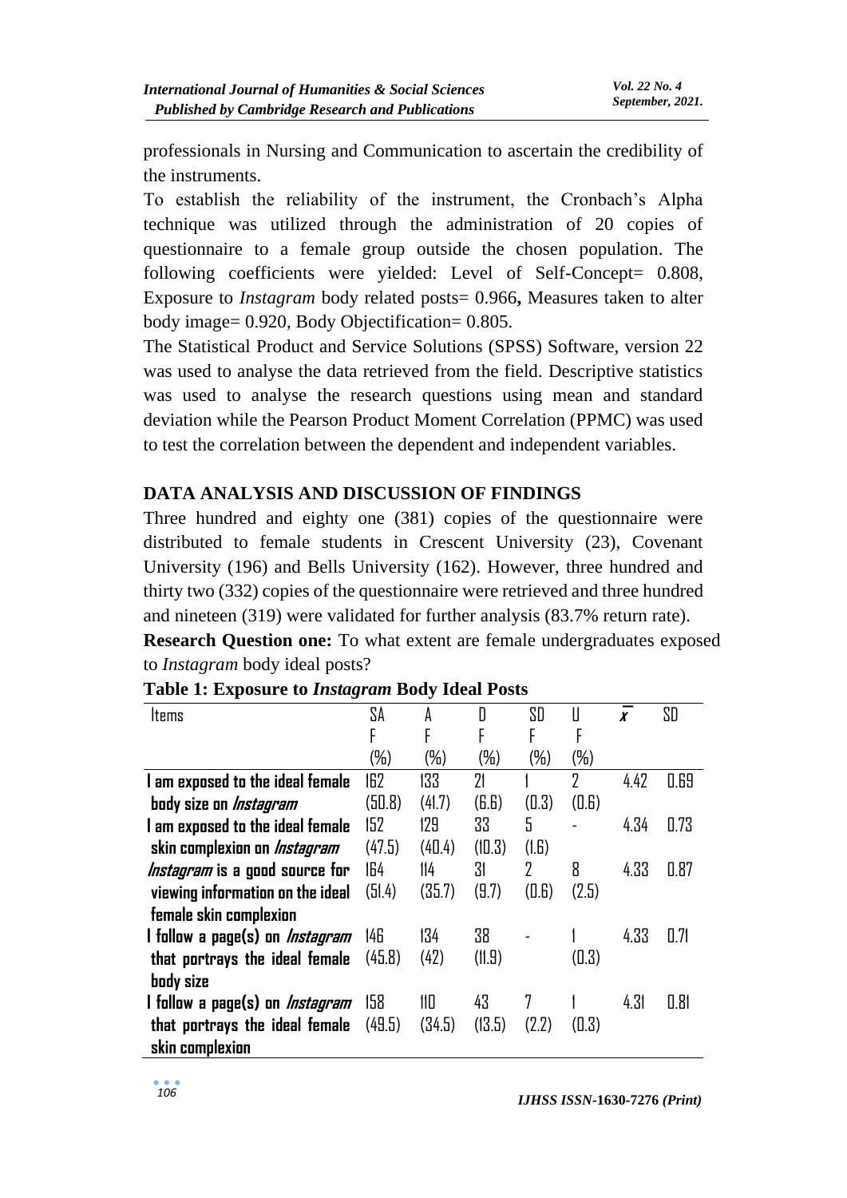professionals in Nursing and Communication to ascertain the credibility of the instruments.

To establish the reliability of the instrument, the Cronbach's Alpha technique was utilized through the administration of 20 copies of questionnaire to a female group outside the chosen population. The following coefficients were yielded: Level of Self-Concept= 0.808, Exposure to *Instagram* body related posts= 0.966**,** Measures taken to alter body image= 0.920, Body Objectification= 0.805.

The Statistical Product and Service Solutions (SPSS) Software, version 22 was used to analyse the data retrieved from the field. Descriptive statistics was used to analyse the research questions using mean and standard deviation while the Pearson Product Moment Correlation (PPMC) was used to test the correlation between the dependent and independent variables.

## DATA ANALYSIS AND DISCUSSION OF FINDINGS

Three hundred and eighty one (381) copies of the questionnaire were distributed to female students in Crescent University (23), Covenant University (196) and Bells University (162). However, three hundred and thirty two (332) copies of the questionnaire were retrieved and three hundred and nineteen (319) were validated for further analysis (83.7% return rate).

**Research Question one:** To what extent are female undergraduates exposed to *Instagram* body ideal posts?

**Table 1: Exposure to *Instagram* Body Ideal Posts**

| Items | SA F (%) | A F (%) | D F (%) | SD F (%) | U F (%) | $\bar{x}$ | SD |
|---|---|---|---|---|---|---|---|
| **I am exposed to the ideal female body size on *Instagram*** | 162 (50.8) | 133 (41.7) | 21 (6.6) | 1 (0.3) | 2 (0.6) | 4.42 | 0.69 |
| **I am exposed to the ideal female skin complexion on *Instagram*** | 152 (47.5) | 129 (40.4) | 33 (10.3) | 5 (1.6) | - | 4.34 | 0.73 |
| ***Instagram* is a good source for viewing information on the ideal female skin complexion** | 164 (51.4) | 114 (35.7) | 31 (9.7) | 2 (0.6) | 8 (2.5) | 4.33 | 0.87 |
| **I follow a page(s) on *Instagram* that portrays the ideal female body size** | 146 (45.8) | 134 (42) | 38 (11.9) | - | 1 (0.3) | 4.33 | 0.71 |
| **I follow a page(s) on *Instagram* that portrays the ideal female skin complexion** | 158 (49.5) | 110 (34.5) | 43 (13.5) | 7 (2.2) | 1 (0.3) | 4.31 | 0.81 |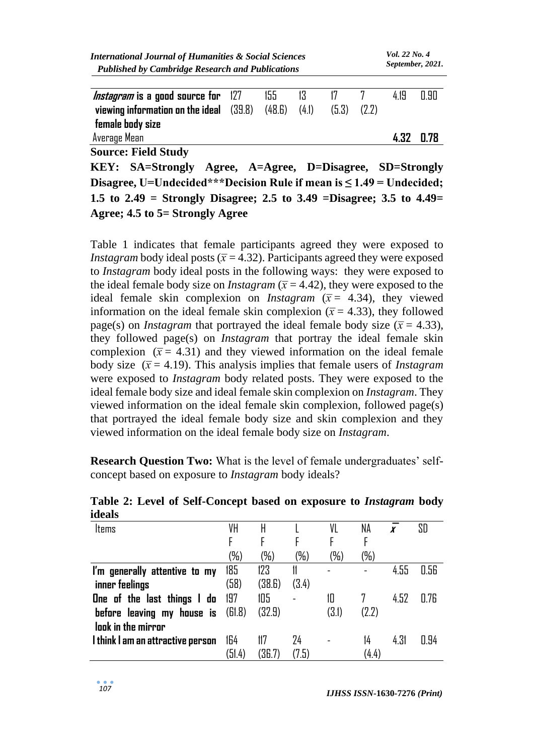| | | | | | | | |
|---|---|---|---|---|---|---|---|
| ***Instagram* is a good source for viewing information on the ideal female body size** | 127 (39.8) | 155 (48.6) | 13 (4.1) | 17 (5.3) | 7 (2.2) | 4.19 | 0.90 |
| Average Mean | | | | | | **4.32** | **0.78** |

**Source: Field Study**

**KEY: SA=Strongly Agree, A=Agree, D=Disagree, SD=Strongly Disagree, U=Undecided\*\*\*Decision Rule if mean is ≤ 1.49 = Undecided; 1.5 to 2.49 = Strongly Disagree; 2.5 to 3.49 =Disagree; 3.5 to 4.49= Agree; 4.5 to 5= Strongly Agree**

Table 1 indicates that female participants agreed they were exposed to *Instagram* body ideal posts ($\bar{x}$ = 4.32). Participants agreed they were exposed to *Instagram* body ideal posts in the following ways: they were exposed to the ideal female body size on *Instagram* ($\bar{x}$ = 4.42), they were exposed to the ideal female skin complexion on *Instagram* ($\bar{x}$ = 4.34), they viewed information on the ideal female skin complexion ($\bar{x}$ = 4.33), they followed page(s) on *Instagram* that portrayed the ideal female body size ($\bar{x}$ = 4.33), they followed page(s) on *Instagram* that portray the ideal female skin complexion ($\bar{x}$ = 4.31) and they viewed information on the ideal female body size ($\bar{x}$ = 4.19). This analysis implies that female users of *Instagram* were exposed to *Instagram* body related posts. They were exposed to the ideal female body size and ideal female skin complexion on *Instagram*. They viewed information on the ideal female skin complexion, followed page(s) that portrayed the ideal female body size and skin complexion and they viewed information on the ideal female body size on *Instagram*.

**Research Question Two:** What is the level of female undergraduates' self-concept based on exposure to *Instagram* body ideals?

**Table 2: Level of Self-Concept based on exposure to *Instagram* body ideals**

| Items | VH F (%) | H F (%) | L F (%) | VL F (%) | NA F (%) | $\bar{x}$ | SD |
|---|---|---|---|---|---|---|---|
| **I'm generally attentive to my inner feelings** | 185 (58) | 123 (38.6) | 11 (3.4) | - | - | 4.55 | 0.56 |
| **One of the last things I do before leaving my house is look in the mirror** | 197 (61.8) | 105 (32.9) | - | 10 (3.1) | 7 (2.2) | 4.52 | 0.76 |
| **I think I am an attractive person** | 164 (51.4) | 117 (36.7) | 24 (7.5) | - | 14 (4.4) | 4.31 | 0.94 |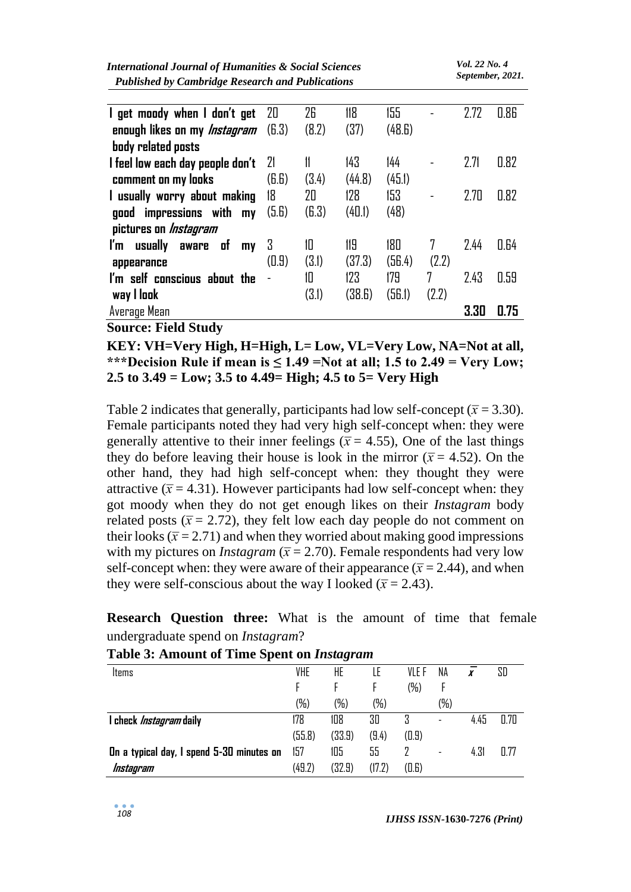| | | | | | | | |
|---|---|---|---|---|---|---|---|
| **I get moody when I don't get enough likes on my *Instagram* body related posts** | 20 (6.3) | 26 (8.2) | 118 (37) | 155 (48.6) | - | 2.72 | 0.86 |
| **I feel low each day people don't comment on my looks** | 21 (6.6) | 11 (3.4) | 143 (44.8) | 144 (45.1) | - | 2.71 | 0.82 |
| **I usually worry about making good impressions with my pictures on *Instagram*** | 18 (5.6) | 20 (6.3) | 128 (40.1) | 153 (48) | - | 2.70 | 0.82 |
| **I'm usually aware of my appearance** | 3 (0.9) | 10 (3.1) | 119 (37.3) | 180 (56.4) | 7 (2.2) | 2.44 | 0.64 |
| **I'm self conscious about the way I look** | - | 10 (3.1) | 123 (38.6) | 179 (56.1) | 7 (2.2) | 2.43 | 0.59 |
| Average Mean | | | | | | **3.30** | **0.75** |

**Source: Field Study**

**KEY: VH=Very High, H=High, L= Low, VL=Very Low, NA=Not at all, \*\*\*Decision Rule if mean is ≤ 1.49 =Not at all; 1.5 to 2.49 = Very Low; 2.5 to 3.49 = Low; 3.5 to 4.49= High; 4.5 to 5= Very High**

Table 2 indicates that generally, participants had low self-concept ($\bar{x}$ = 3.30). Female participants noted they had very high self-concept when: they were generally attentive to their inner feelings ($\bar{x}$ = 4.55), One of the last things they do before leaving their house is look in the mirror ($\bar{x}$ = 4.52). On the other hand, they had high self-concept when: they thought they were attractive ($\bar{x}$ = 4.31). However participants had low self-concept when: they got moody when they do not get enough likes on their *Instagram* body related posts ($\bar{x}$ = 2.72), they felt low each day people do not comment on their looks ($\bar{x}$ = 2.71) and when they worried about making good impressions with my pictures on *Instagram* ($\bar{x}$ = 2.70). Female respondents had very low self-concept when: they were aware of their appearance ($\bar{x}$ = 2.44), and when they were self-conscious about the way I looked ($\bar{x}$ = 2.43).

**Research Question three:** What is the amount of time that female undergraduate spend on *Instagram*?

**Table 3: Amount of Time Spent on *Instagram***

| Items | VHE F (%) | HE F (%) | LE F (%) | VLE F (%) | NA F (%) | $\bar{x}$ | SD |
|---|---|---|---|---|---|---|---|
| **I check *Instagram* daily** | 178 (55.8) | 108 (33.9) | 30 (9.4) | 3 (0.9) | - | 4.45 | 0.70 |
| **On a typical day, I spend 5-30 minutes on *Instagram*** | 157 (49.2) | 105 (32.9) | 55 (17.2) | 2 (0.6) | - | 4.31 | 0.77 |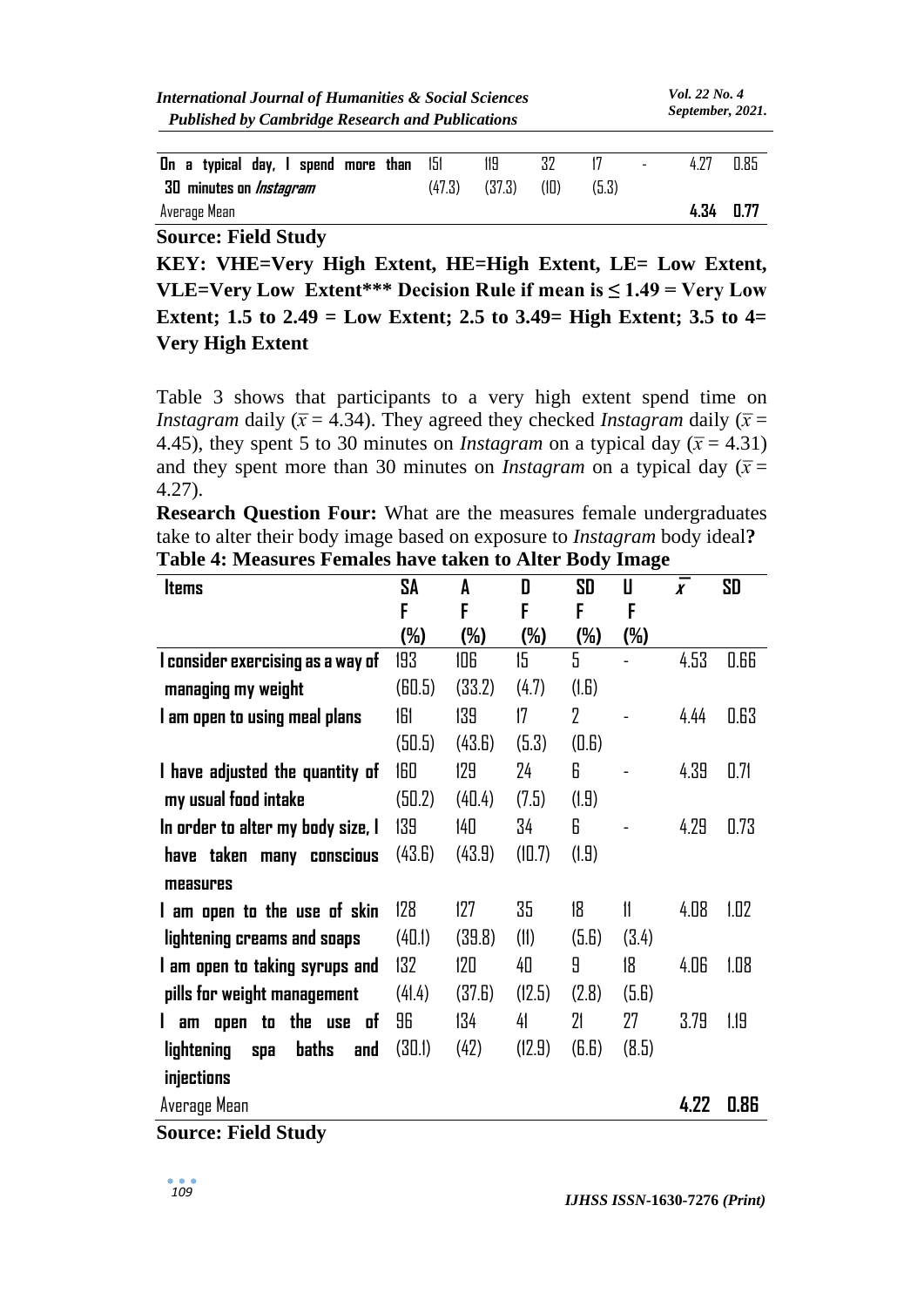| | | | | | | | |
|---|---|---|---|---|---|---|---|
| **On a typical day, I spend more than 30 minutes on *Instagram*** | 151 (47.3) | 119 (37.3) | 32 (10) | 17 (5.3) | - | 4.27 | 0.85 |
| Average Mean | | | | | | **4.34** | **0.77** |

**Source: Field Study**

**KEY: VHE=Very High Extent, HE=High Extent, LE= Low Extent, VLE=Very Low Extent\*\*\* Decision Rule if mean is ≤ 1.49 = Very Low Extent; 1.5 to 2.49 = Low Extent; 2.5 to 3.49= High Extent; 3.5 to 4= Very High Extent**

Table 3 shows that participants to a very high extent spend time on *Instagram* daily ($\bar{x}$ = 4.34). They agreed they checked *Instagram* daily ($\bar{x}$ = 4.45), they spent 5 to 30 minutes on *Instagram* on a typical day ($\bar{x}$ = 4.31) and they spent more than 30 minutes on *Instagram* on a typical day ($\bar{x}$ = 4.27).

**Research Question Four:** What are the measures female undergraduates take to alter their body image based on exposure to *Instagram* body ideal**?**

**Table 4: Measures Females have taken to Alter Body Image**

| Items | SA F (%) | A F (%) | D F (%) | SD F (%) | U F (%) | $\bar{x}$ | SD |
|---|---|---|---|---|---|---|---|
| **I consider exercising as a way of managing my weight** | 193 (60.5) | 106 (33.2) | 15 (4.7) | 5 (1.6) | - | 4.53 | 0.66 |
| **I am open to using meal plans** | 161 (50.5) | 139 (43.6) | 17 (5.3) | 2 (0.6) | - | 4.44 | 0.63 |
| **I have adjusted the quantity of my usual food intake** | 160 (50.2) | 129 (40.4) | 24 (7.5) | 6 (1.9) | - | 4.39 | 0.71 |
| **In order to alter my body size, I have taken many conscious measures** | 139 (43.6) | 140 (43.9) | 34 (10.7) | 6 (1.9) | - | 4.29 | 0.73 |
| **I am open to the use of skin lightening creams and soaps** | 128 (40.1) | 127 (39.8) | 35 (11) | 18 (5.6) | 11 (3.4) | 4.08 | 1.02 |
| **I am open to taking syrups and pills for weight management** | 132 (41.4) | 120 (37.6) | 40 (12.5) | 9 (2.8) | 18 (5.6) | 4.06 | 1.08 |
| **I am open to the use of lightening spa baths and injections** | 96 (30.1) | 134 (42) | 41 (12.9) | 21 (6.6) | 27 (8.5) | 3.79 | 1.19 |
| Average Mean | | | | | | **4.22** | **0.86** |

**Source: Field Study**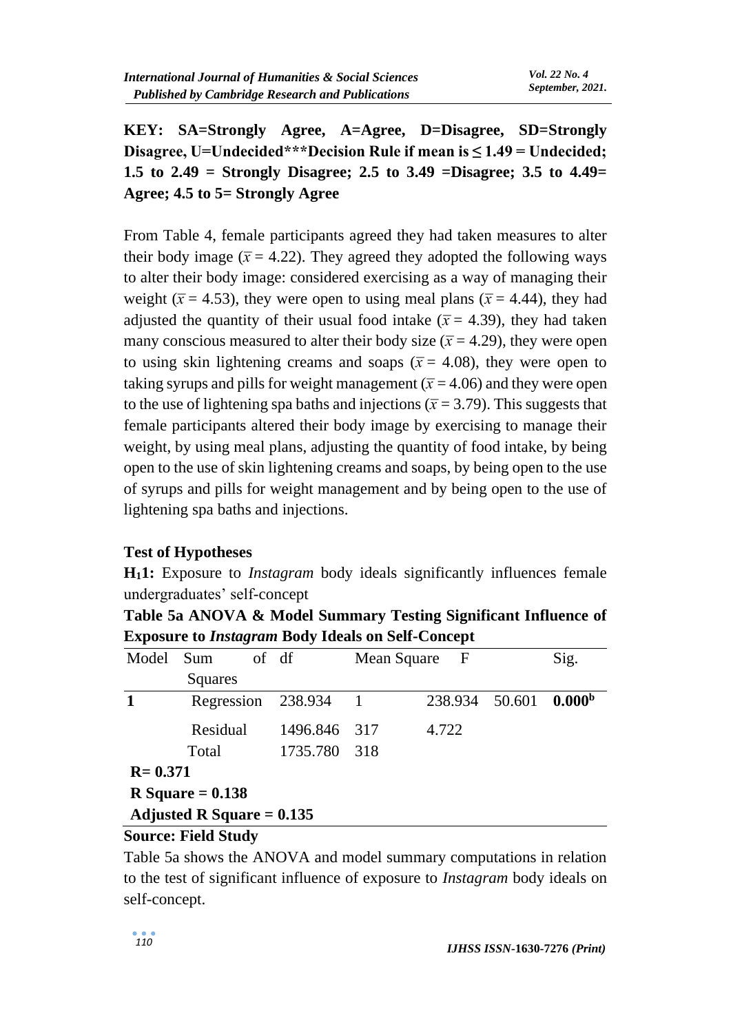**KEY: SA=Strongly Agree, A=Agree, D=Disagree, SD=Strongly Disagree, U=Undecided\*\*\*Decision Rule if mean is ≤ 1.49 = Undecided; 1.5 to 2.49 = Strongly Disagree; 2.5 to 3.49 =Disagree; 3.5 to 4.49= Agree; 4.5 to 5= Strongly Agree**

From Table 4, female participants agreed they had taken measures to alter their body image ($\bar{x}$ = 4.22). They agreed they adopted the following ways to alter their body image: considered exercising as a way of managing their weight ($\bar{x}$ = 4.53), they were open to using meal plans ($\bar{x}$ = 4.44), they had adjusted the quantity of their usual food intake ($\bar{x}$ = 4.39), they had taken many conscious measured to alter their body size ($\bar{x}$ = 4.29), they were open to using skin lightening creams and soaps ($\bar{x}$ = 4.08), they were open to taking syrups and pills for weight management ($\bar{x}$ = 4.06) and they were open to the use of lightening spa baths and injections ($\bar{x}$ = 3.79). This suggests that female participants altered their body image by exercising to manage their weight, by using meal plans, adjusting the quantity of food intake, by being open to the use of skin lightening creams and soaps, by being open to the use of syrups and pills for weight management and by being open to the use of lightening spa baths and injections.

**Test of Hypotheses**

**$H_1$1:** Exposure to *Instagram* body ideals significantly influences female undergraduates' self-concept

**Table 5a ANOVA & Model Summary Testing Significant Influence of Exposure to *Instagram* Body Ideals on Self-Concept**

| Model | | Sum of Squares | df | Mean Square | F | Sig. |
|---|---|---|---|---|---|---|
| **1** | Regression | 238.934 | 1 | 238.934 | 50.601 | **0.000**[b] |
| | Residual | 1496.846 | 317 | 4.722 | | |
| | Total | 1735.780 | 318 | | | |
| **R= 0.371** | | | | | | |
| **R Square = 0.138** | | | | | | |
| **Adjusted R Square = 0.135** | | | | | | |

**Source: Field Study**

Table 5a shows the ANOVA and model summary computations in relation to the test of significant influence of exposure to *Instagram* body ideals on self-concept.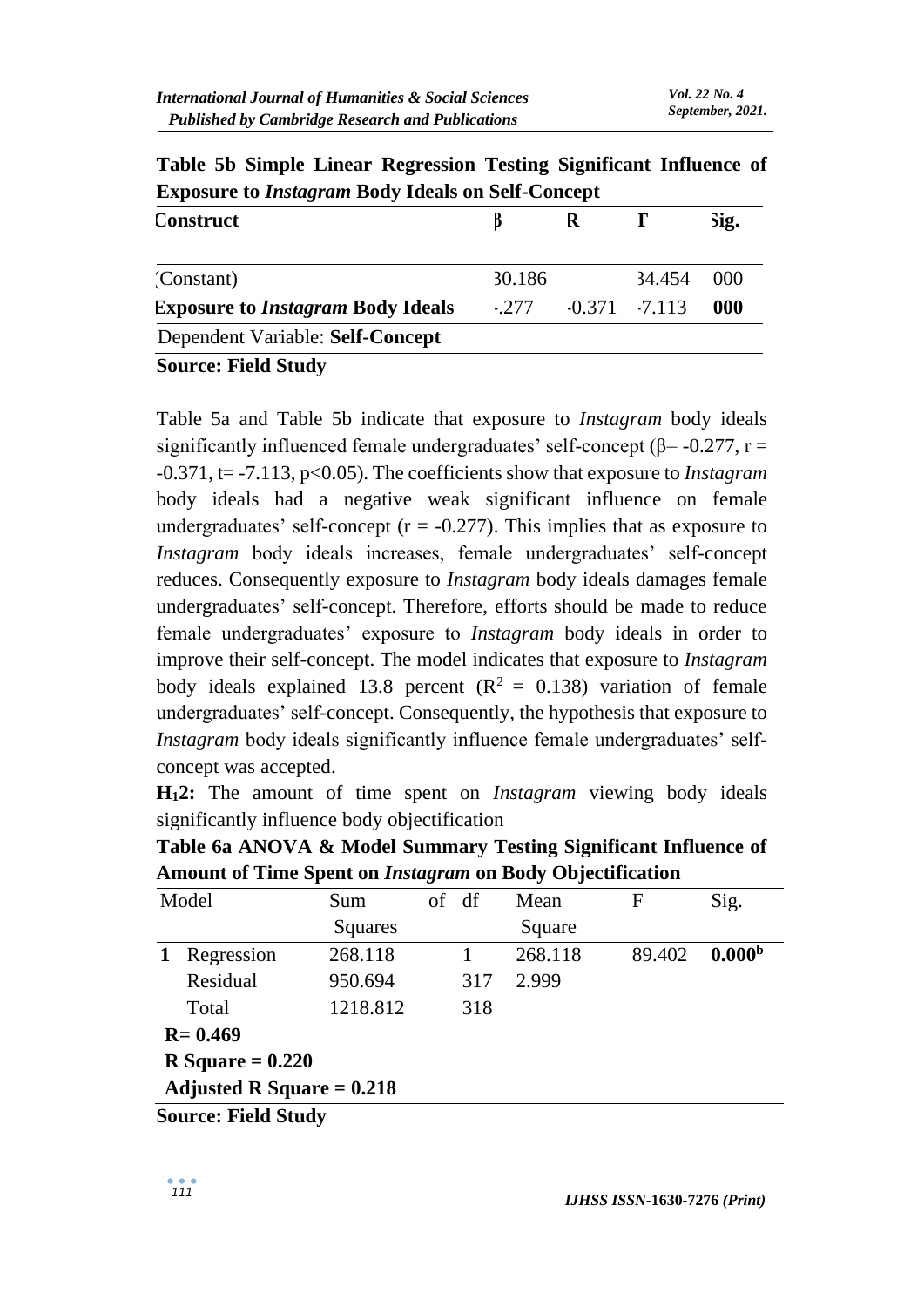**Table 5b Simple Linear Regression Testing Significant Influence of Exposure to *Instagram* Body Ideals on Self-Concept**

| Construct | β | R | T | Sig. |
|---|---|---|---|---|
| (Constant) | 30.186 | | 34.454 | 000 |
| **Exposure to *Instagram* Body Ideals** | -.277 | -0.371 | -7.113 | **000** |
| Dependent Variable: **Self-Concept** | | | | |

**Source: Field Study**

Table 5a and Table 5b indicate that exposure to *Instagram* body ideals significantly influenced female undergraduates' self-concept (β= -0.277, r = -0.371, t= -7.113, $p<0.05$). The coefficients show that exposure to *Instagram* body ideals had a negative weak significant influence on female undergraduates' self-concept (r = -0.277). This implies that as exposure to *Instagram* body ideals increases, female undergraduates' self-concept reduces. Consequently exposure to *Instagram* body ideals damages female undergraduates' self-concept. Therefore, efforts should be made to reduce female undergraduates' exposure to *Instagram* body ideals in order to improve their self-concept. The model indicates that exposure to *Instagram* body ideals explained 13.8 percent ($R^2$ = 0.138) variation of female undergraduates' self-concept. Consequently, the hypothesis that exposure to *Instagram* body ideals significantly influence female undergraduates' self-concept was accepted.

**$H_1$2:** The amount of time spent on *Instagram* viewing body ideals significantly influence body objectification

**Table 6a ANOVA & Model Summary Testing Significant Influence of Amount of Time Spent on *Instagram* on Body Objectification**

| Model | | Sum of Squares | df | Mean Square | F | Sig. |
|---|---|---|---|---|---|---|
| **1** | Regression | 268.118 | 1 | 268.118 | 89.402 | **0.000[b]** |
| | Residual | 950.694 | 317 | 2.999 | | |
| | Total | 1218.812 | 318 | | | |
| **R= 0.469** | | | | | | |
| **R Square = 0.220** | | | | | | |
| **Adjusted R Square = 0.218** | | | | | | |

**Source: Field Study**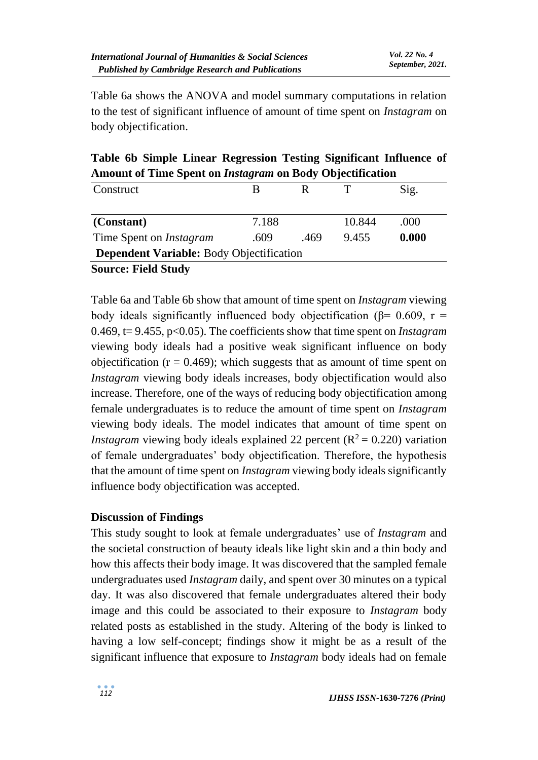Table 6a shows the ANOVA and model summary computations in relation to the test of significant influence of amount of time spent on *Instagram* on body objectification.

**Table 6b Simple Linear Regression Testing Significant Influence of Amount of Time Spent on *Instagram* on Body Objectification**

| Construct | B | R | T | Sig. |
|---|---|---|---|---|
| **(Constant)** | 7.188 | | 10.844 | .000 |
| Time Spent on *Instagram* | .609 | .469 | 9.455 | **0.000** |
| **Dependent Variable:** Body Objectification | | | | |

**Source: Field Study**

Table 6a and Table 6b show that amount of time spent on *Instagram* viewing body ideals significantly influenced body objectification ($\beta = 0.609$, $r = 0.469$, $t = 9.455$, $p<0.05$). The coefficients show that time spent on *Instagram* viewing body ideals had a positive weak significant influence on body objectification ($r = 0.469$); which suggests that as amount of time spent on *Instagram* viewing body ideals increases, body objectification would also increase. Therefore, one of the ways of reducing body objectification among female undergraduates is to reduce the amount of time spent on *Instagram* viewing body ideals. The model indicates that amount of time spent on *Instagram* viewing body ideals explained 22 percent ($R^2 = 0.220$) variation of female undergraduates' body objectification. Therefore, the hypothesis that the amount of time spent on *Instagram* viewing body ideals significantly influence body objectification was accepted.

## Discussion of Findings

This study sought to look at female undergraduates' use of *Instagram* and the societal construction of beauty ideals like light skin and a thin body and how this affects their body image. It was discovered that the sampled female undergraduates used *Instagram* daily, and spent over 30 minutes on a typical day. It was also discovered that female undergraduates altered their body image and this could be associated to their exposure to *Instagram* body related posts as established in the study. Altering of the body is linked to having a low self-concept; findings show it might be as a result of the significant influence that exposure to *Instagram* body ideals had on female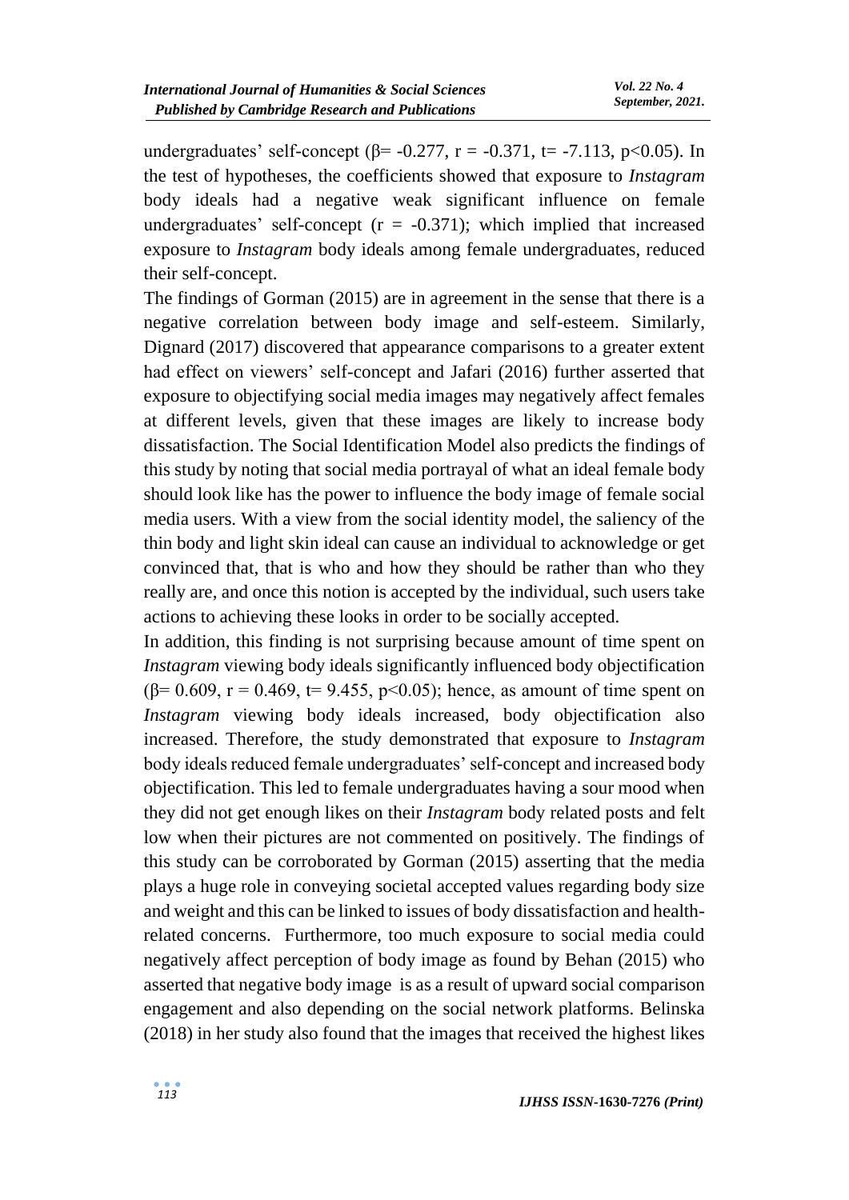undergraduates' self-concept ($\beta = -0.277$, $r = -0.371$, $t = -7.113$, $p<0.05$). In the test of hypotheses, the coefficients showed that exposure to *Instagram* body ideals had a negative weak significant influence on female undergraduates' self-concept ($r = -0.371$); which implied that increased exposure to *Instagram* body ideals among female undergraduates, reduced their self-concept.

The findings of Gorman (2015) are in agreement in the sense that there is a negative correlation between body image and self-esteem. Similarly, Dignard (2017) discovered that appearance comparisons to a greater extent had effect on viewers' self-concept and Jafari (2016) further asserted that exposure to objectifying social media images may negatively affect females at different levels, given that these images are likely to increase body dissatisfaction. The Social Identification Model also predicts the findings of this study by noting that social media portrayal of what an ideal female body should look like has the power to influence the body image of female social media users. With a view from the social identity model, the saliency of the thin body and light skin ideal can cause an individual to acknowledge or get convinced that, that is who and how they should be rather than who they really are, and once this notion is accepted by the individual, such users take actions to achieving these looks in order to be socially accepted.

In addition, this finding is not surprising because amount of time spent on *Instagram* viewing body ideals significantly influenced body objectification ($\beta = 0.609$, $r = 0.469$, $t = 9.455$, $p<0.05$); hence, as amount of time spent on *Instagram* viewing body ideals increased, body objectification also increased. Therefore, the study demonstrated that exposure to *Instagram* body ideals reduced female undergraduates' self-concept and increased body objectification. This led to female undergraduates having a sour mood when they did not get enough likes on their *Instagram* body related posts and felt low when their pictures are not commented on positively. The findings of this study can be corroborated by Gorman (2015) asserting that the media plays a huge role in conveying societal accepted values regarding body size and weight and this can be linked to issues of body dissatisfaction and health-related concerns. Furthermore, too much exposure to social media could negatively affect perception of body image as found by Behan (2015) who asserted that negative body image is as a result of upward social comparison engagement and also depending on the social network platforms. Belinska (2018) in her study also found that the images that received the highest likes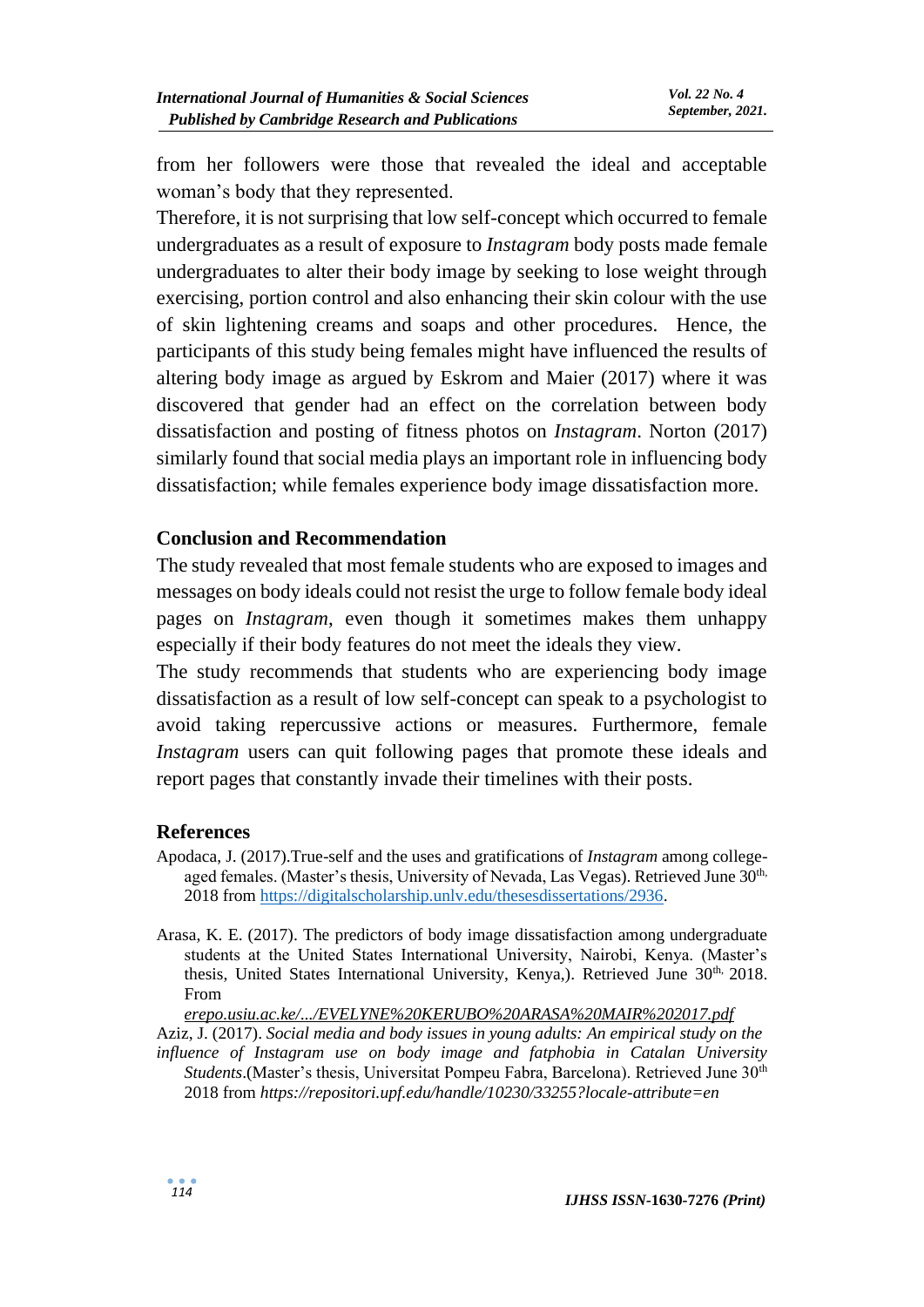from her followers were those that revealed the ideal and acceptable woman's body that they represented.

Therefore, it is not surprising that low self-concept which occurred to female undergraduates as a result of exposure to *Instagram* body posts made female undergraduates to alter their body image by seeking to lose weight through exercising, portion control and also enhancing their skin colour with the use of skin lightening creams and soaps and other procedures. Hence, the participants of this study being females might have influenced the results of altering body image as argued by Eskrom and Maier (2017) where it was discovered that gender had an effect on the correlation between body dissatisfaction and posting of fitness photos on *Instagram*. Norton (2017) similarly found that social media plays an important role in influencing body dissatisfaction; while females experience body image dissatisfaction more.

## Conclusion and Recommendation

The study revealed that most female students who are exposed to images and messages on body ideals could not resist the urge to follow female body ideal pages on *Instagram*, even though it sometimes makes them unhappy especially if their body features do not meet the ideals they view.

The study recommends that students who are experiencing body image dissatisfaction as a result of low self-concept can speak to a psychologist to avoid taking repercussive actions or measures. Furthermore, female *Instagram* users can quit following pages that promote these ideals and report pages that constantly invade their timelines with their posts.

## References

Apodaca, J. (2017).True-self and the uses and gratifications of *Instagram* among college-aged females. (Master's thesis, University of Nevada, Las Vegas). Retrieved June 30th, 2018 from https://digitalscholarship.unlv.edu/thesesdissertations/2936.

Arasa, K. E. (2017). The predictors of body image dissatisfaction among undergraduate students at the United States International University, Nairobi, Kenya. (Master's thesis, United States International University, Kenya,). Retrieved June 30th, 2018. From *erepo.usiu.ac.ke/.../EVELYNE%20KERUBO%20ARASA%20MAIR%202017.pdf*

Aziz, J. (2017). *Social media and body issues in young adults: An empirical study on the influence of Instagram use on body image and fatphobia in Catalan University Students*.(Master's thesis, Universitat Pompeu Fabra, Barcelona). Retrieved June 30th 2018 from *https://repositori.upf.edu/handle/10230/33255?locale-attribute=en*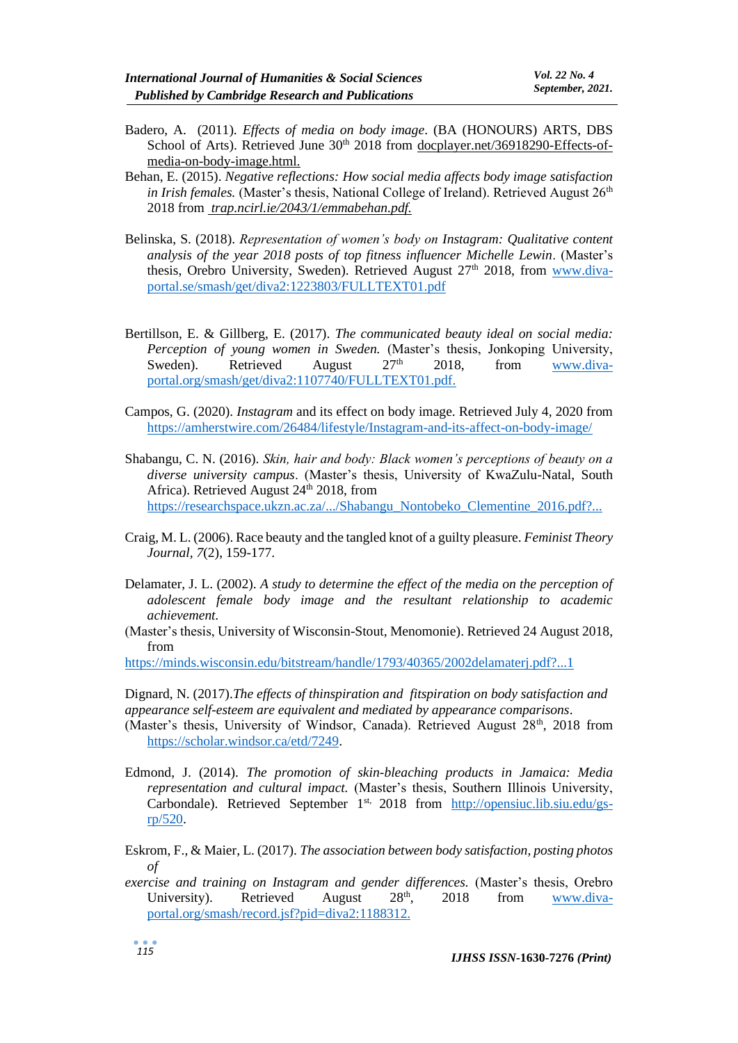Badero, A. (2011). *Effects of media on body image*. (BA (HONOURS) ARTS, DBS School of Arts). Retrieved June 30th 2018 from docplayer.net/36918290-Effects-of-media-on-body-image.html.

Behan, E. (2015). *Negative reflections: How social media affects body image satisfaction in Irish females.* (Master's thesis, National College of Ireland). Retrieved August 26th 2018 from *trap.ncirl.ie/2043/1/emmabehan.pdf.*

Belinska, S. (2018). *Representation of women's body on Instagram: Qualitative content analysis of the year 2018 posts of top fitness influencer Michelle Lewin*. (Master's thesis, Orebro University, Sweden). Retrieved August 27th 2018, from www.diva-portal.se/smash/get/diva2:1223803/FULLTEXT01.pdf

Bertillson, E. & Gillberg, E. (2017). *The communicated beauty ideal on social media: Perception of young women in Sweden.* (Master's thesis, Jonkoping University, Sweden). Retrieved August 27th 2018, from www.diva-portal.org/smash/get/diva2:1107740/FULLTEXT01.pdf.

Campos, G. (2020). *Instagram* and its effect on body image. Retrieved July 4, 2020 from https://amherstwire.com/26484/lifestyle/Instagram-and-its-affect-on-body-image/

Shabangu, C. N. (2016). *Skin, hair and body: Black women's perceptions of beauty on a diverse university campus*. (Master's thesis, University of KwaZulu-Natal, South Africa). Retrieved August 24th 2018, from https://researchspace.ukzn.ac.za/.../Shabangu_Nontobeko_Clementine_2016.pdf?...

Craig, M. L. (2006). Race beauty and the tangled knot of a guilty pleasure. *Feminist Theory Journal*, *7*(2), 159-177.

Delamater, J. L. (2002). *A study to determine the effect of the media on the perception of adolescent female body image and the resultant relationship to academic achievement.*
(Master's thesis, University of Wisconsin-Stout, Menomonie). Retrieved 24 August 2018, from
https://minds.wisconsin.edu/bitstream/handle/1793/40365/2002delamaterj.pdf?...1

Dignard, N. (2017).*The effects of thinspiration and fitspiration on body satisfaction and appearance self-esteem are equivalent and mediated by appearance comparisons*.
(Master's thesis, University of Windsor, Canada). Retrieved August 28th, 2018 from https://scholar.windsor.ca/etd/7249.

Edmond, J. (2014). *The promotion of skin-bleaching products in Jamaica: Media representation and cultural impact.* (Master's thesis, Southern Illinois University, Carbondale). Retrieved September 1st, 2018 from http://opensiuc.lib.siu.edu/gs-rp/520.

Eskrom, F., & Maier, L. (2017). *The association between body satisfaction, posting photos of*
*exercise and training on Instagram and gender differences.* (Master's thesis, Orebro University). Retrieved August 28th, 2018 from www.diva-portal.org/smash/record.jsf?pid=diva2:1188312.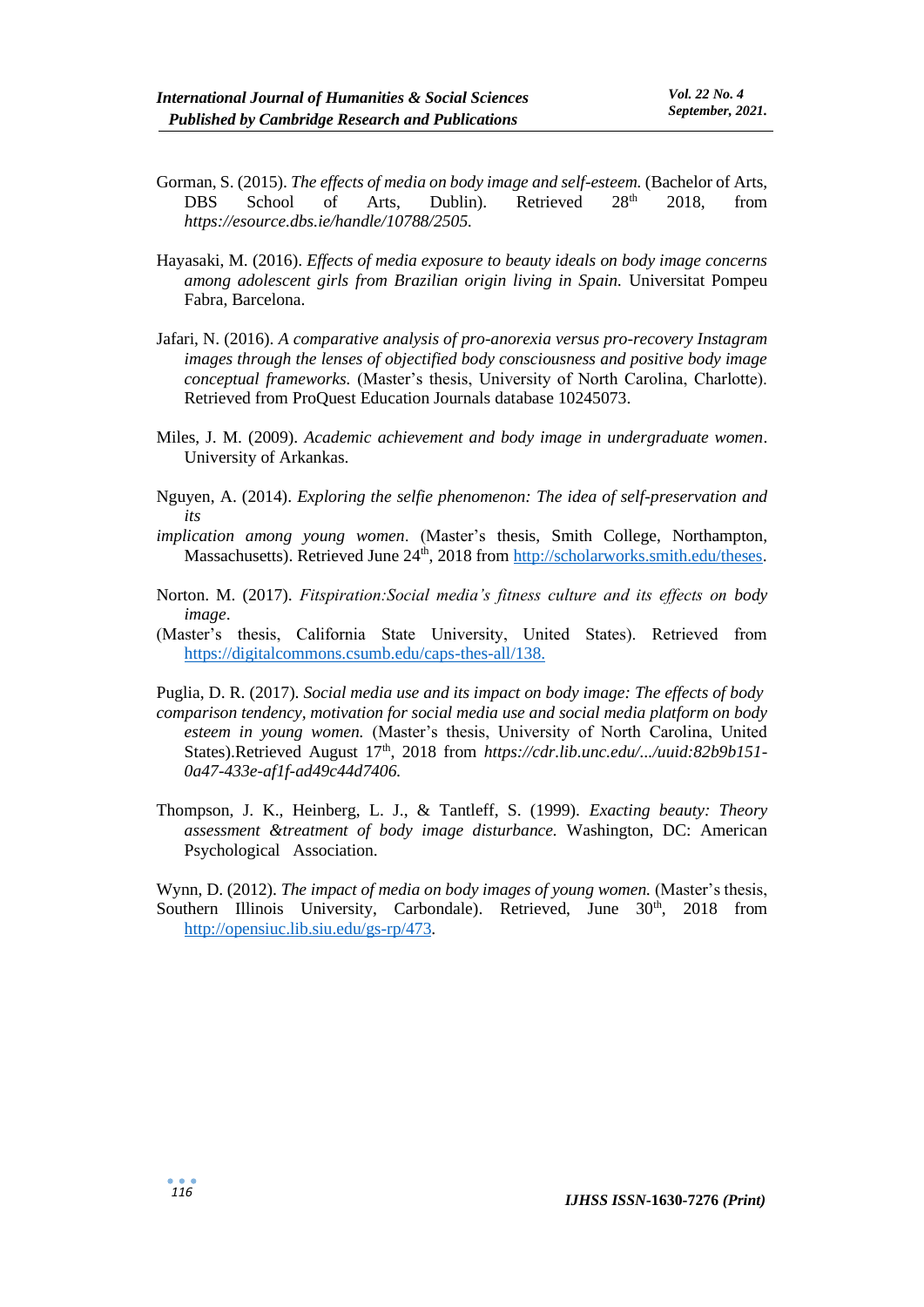Gorman, S. (2015). *The effects of media on body image and self-esteem.* (Bachelor of Arts, DBS School of Arts, Dublin). Retrieved 28th 2018, from *https://esource.dbs.ie/handle/10788/2505.*

Hayasaki, M. (2016). *Effects of media exposure to beauty ideals on body image concerns among adolescent girls from Brazilian origin living in Spain.* Universitat Pompeu Fabra, Barcelona.

Jafari, N. (2016). *A comparative analysis of pro-anorexia versus pro-recovery Instagram images through the lenses of objectified body consciousness and positive body image conceptual frameworks.* (Master's thesis, University of North Carolina, Charlotte). Retrieved from ProQuest Education Journals database 10245073.

Miles, J. M. (2009). *Academic achievement and body image in undergraduate women*. University of Arkankas.

Nguyen, A. (2014). *Exploring the selfie phenomenon: The idea of self-preservation and its implication among young women*. (Master's thesis, Smith College, Northampton, Massachusetts). Retrieved June 24th, 2018 from http://scholarworks.smith.edu/theses.

Norton. M. (2017). *Fitspiration:Social media's fitness culture and its effects on body image*. (Master's thesis, California State University, United States). Retrieved from https://digitalcommons.csumb.edu/caps-thes-all/138.

Puglia, D. R. (2017). *Social media use and its impact on body image: The effects of body comparison tendency, motivation for social media use and social media platform on body esteem in young women.* (Master's thesis, University of North Carolina, United States).Retrieved August 17th, 2018 from *https://cdr.lib.unc.edu/.../uuid:82b9b151-0a47-433e-af1f-ad49c44d7406.*

Thompson, J. K., Heinberg, L. J., & Tantleff, S. (1999). *Exacting beauty: Theory assessment &treatment of body image disturbance.* Washington, DC: American Psychological Association.

Wynn, D. (2012). *The impact of media on body images of young women.* (Master's thesis, Southern Illinois University, Carbondale). Retrieved, June 30th, 2018 from http://opensiuc.lib.siu.edu/gs-rp/473.